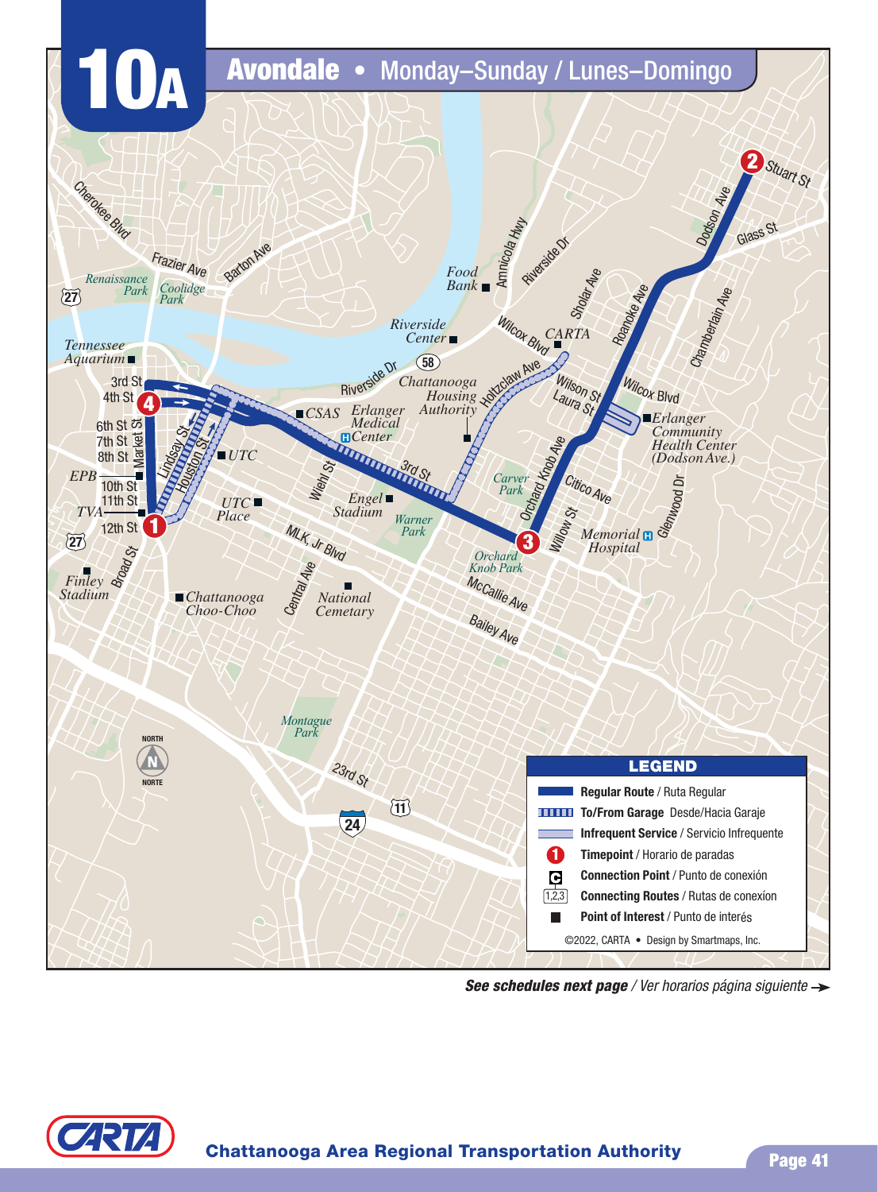# 10A Avondale • Monday–Sunday / Lunes–Domingo

## LEGEND

- **Regular Route** / Ruta Regular
- **To/From Garage** Desde/Hacia Garaje
- **Infrequent Service** / Servicio Infrequente
- **Timepoint** / Horario de paradas
- **Connection Point** / Punto de conexión
- **Connecting Routes** / Rutas de conexíon
- **Point of Interest** / Punto de interés

©2022, CARTA • Design by Smartmaps, Inc.

***See schedules next page*** / *Ver horarios página siguiente* →

**Chattanooga Area Regional Transportation Authority**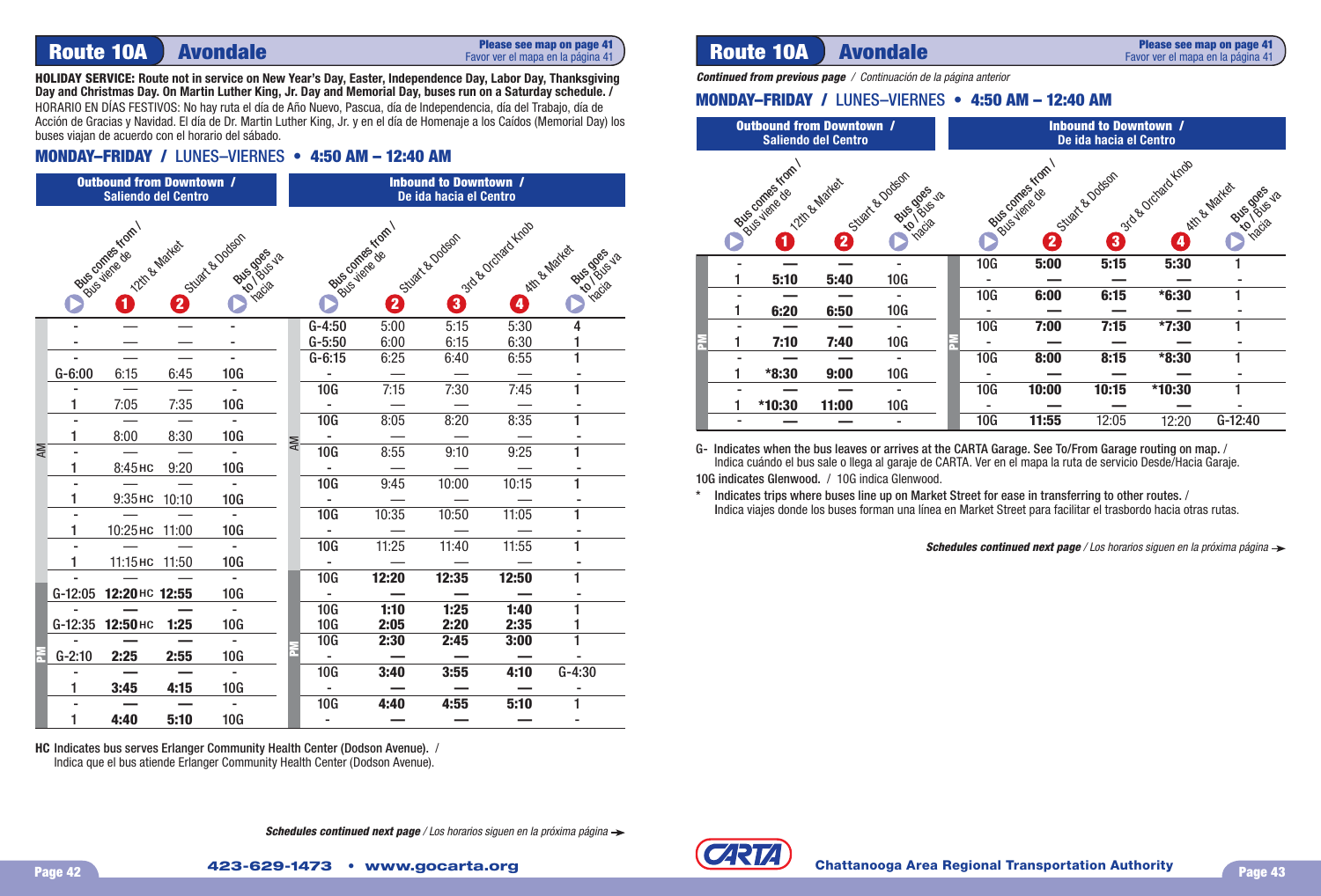## Route 10A Avondale

**Please see map on page 41**
Favor ver el mapa en la página 41

**HOLIDAY SERVICE: Route not in service on New Year's Day, Easter, Independence Day, Labor Day, Thanksgiving Day and Christmas Day. On Martin Luther King, Jr. Day and Memorial Day, buses run on a Saturday schedule. /**
HORARIO EN DÍAS FESTIVOS: No hay ruta el día de Año Nuevo, Pascua, día de Independencia, día del Trabajo, día de Acción de Gracias y Navidad. El día de Dr. Martin Luther King, Jr. y en el día de Homenaje a los Caídos (Memorial Day) los buses viajan de acuerdo con el horario del sábado.

### MONDAY–FRIDAY / LUNES–VIERNES • 4:50 AM – 12:40 AM

| | Outbound from Downtown / Saliendo del Centro | | | | Inbound to Downtown / De ida hacia el Centro | | | | |
|---|---|---|---|---|---|---|---|---|---|
| | Bus comes from / Bus viene de | 1 12th & Market | 2 Stuart & Dodson | Bus goes to / Bus va hacia | Bus comes from / Bus viene de | 2 Stuart & Dodson | 3 3rd & Orchard Knob | 4 4th & Market | Bus goes to / Bus va hacia |
| AM | - | — | — | - | G-4:50 | 5:00 | 5:15 | 5:30 | 4 |
| AM | - | — | — | - | G-5:50 | 6:00 | 6:15 | 6:30 | 1 |
| AM | - | — | — | - | G-6:15 | 6:25 | 6:40 | 6:55 | 1 |
| AM | G-6:00 | 6:15 | 6:45 | 10G | - | — | — | — | - |
| AM | - | — | — | - | 10G | 7:15 | 7:30 | 7:45 | 1 |
| AM | 1 | 7:05 | 7:35 | 10G | - | — | — | — | - |
| AM | - | — | — | - | 10G | 8:05 | 8:20 | 8:35 | 1 |
| AM | 1 | 8:00 | 8:30 | 10G | - | — | — | — | - |
| AM | - | — | — | - | 10G | 8:55 | 9:10 | 9:25 | 1 |
| AM | 1 | 8:45 HC | 9:20 | 10G | - | — | — | — | - |
| AM | - | — | — | - | 10G | 9:45 | 10:00 | 10:15 | 1 |
| AM | 1 | 9:35 HC | 10:10 | 10G | - | — | — | — | - |
| AM | - | — | — | - | 10G | 10:35 | 10:50 | 11:05 | 1 |
| AM | 1 | 10:25 HC | 11:00 | 10G | - | — | — | — | - |
| AM | - | — | — | - | 10G | 11:25 | 11:40 | 11:55 | 1 |
| AM | 1 | 11:15 HC | 11:50 | 10G | - | — | — | — | - |
| PM | - | — | — | - | 10G | **12:20** | **12:35** | **12:50** | 1 |
| PM | G-12:05 | **12:20** HC | **12:55** | 10G | - | — | — | — | - |
| PM | - | — | — | - | 10G | **1:10** | **1:25** | **1:40** | 1 |
| PM | G-12:35 | **12:50** HC | **1:25** | 10G | 10G | **2:05** | **2:20** | **2:35** | 1 |
| PM | - | — | — | - | 10G | **2:30** | **2:45** | **3:00** | 1 |
| PM | G-2:10 | **2:25** | **2:55** | 10G | - | — | — | — | - |
| PM | - | — | — | - | 10G | **3:40** | **3:55** | **4:10** | G-4:30 |
| PM | 1 | **3:45** | **4:15** | 10G | - | — | — | — | - |
| PM | - | — | — | - | 10G | **4:40** | **4:55** | **5:10** | 1 |
| PM | 1 | **4:40** | **5:10** | 10G | - | — | — | — | - |

**HC** Indicates bus serves Erlanger Community Health Center (Dodson Avenue). /
Indica que el bus atiende Erlanger Community Health Center (Dodson Avenue).

***Schedules continued next page*** / *Los horarios siguen en la próxima página* →

## Route 10A Avondale

**Please see map on page 41**
Favor ver el mapa en la página 41

***Continued from previous page*** / *Continuación de la página anterior*

### MONDAY–FRIDAY / LUNES–VIERNES • 4:50 AM – 12:40 AM

| | Outbound from Downtown / Saliendo del Centro | | | | Inbound to Downtown / De ida hacia el Centro | | | | |
|---|---|---|---|---|---|---|---|---|---|
| | Bus comes from / Bus viene de | 1 12th & Market | 2 Stuart & Dodson | Bus goes to / Bus va hacia | Bus comes from / Bus viene de | 2 Stuart & Dodson | 3 3rd & Orchard Knob | 4 4th & Market | Bus goes to / Bus va hacia |
| PM | - | — | — | - | 10G | **5:00** | **5:15** | **5:30** | 1 |
| PM | 1 | **5:10** | **5:40** | 10G | - | — | — | — | - |
| PM | - | — | — | - | 10G | **6:00** | **6:15** | ***6:30** | 1 |
| PM | 1 | **6:20** | **6:50** | 10G | - | — | — | — | - |
| PM | - | — | — | - | 10G | **7:00** | **7:15** | ***7:30** | 1 |
| PM | 1 | **7:10** | **7:40** | 10G | - | — | — | — | - |
| PM | - | — | — | - | 10G | **8:00** | **8:15** | ***8:30** | 1 |
| PM | 1 | ***8:30** | **9:00** | 10G | - | — | — | — | - |
| PM | - | — | — | - | 10G | **10:00** | **10:15** | ***10:30** | 1 |
| PM | 1 | ***10:30** | **11:00** | 10G | - | — | — | — | - |
| PM | - | — | — | - | 10G | **11:55** | 12:05 | 12:20 | G-12:40 |

G- Indicates when the bus leaves or arrives at the CARTA Garage. See To/From Garage routing on map. /
Indica cuándo el bus sale o llega al garaje de CARTA. Ver en el mapa la ruta de servicio Desde/Hacia Garaje.

10G indicates Glenwood. / 10G indica Glenwood.

* Indicates trips where buses line up on Market Street for ease in transferring to other routes. /
Indica viajes donde los buses forman una línea en Market Street para facilitar el trasbordo hacia otras rutas.

***Schedules continued next page*** / *Los horarios siguen en la próxima página* →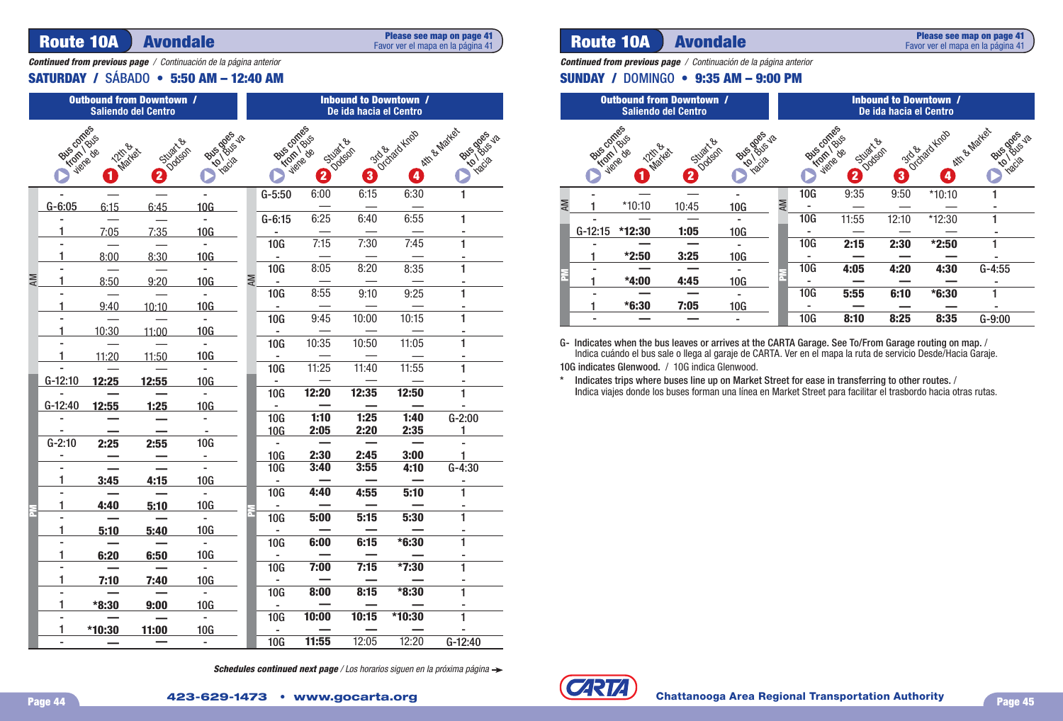# Route 10A Avondale

**Please see map on page 41** / Favor ver el mapa en la página 41

***Continued from previous page*** / *Continuación de la página anterior*

## SATURDAY / SÁBADO • 5:50 AM – 12:40 AM

### Outbound from Downtown / Saliendo del Centro

| | Bus comes from / Bus viene de | ❶ 12th & Market | ❷ Stuart & Dodson | Bus goes to / Bus va hacia |
|---|---|---|---|---|
| AM | G-6:05 | 6:15 | 6:45 | 10G |
| AM | 1 | 7:05 | 7:35 | 10G |
| AM | 1 | 8:00 | 8:30 | 10G |
| AM | 1 | 8:50 | 9:20 | 10G |
| AM | 1 | 9:40 | 10:10 | 10G |
| AM | 1 | 10:30 | 11:00 | 10G |
| AM | 1 | 11:20 | 11:50 | 10G |
| PM | G-12:10 | **12:25** | **12:55** | 10G |
| PM | G-12:40 | **12:55** | **1:25** | 10G |
| PM | - | — | — | - |
| PM | G-2:10 | **2:25** | **2:55** | 10G |
| PM | 1 | **3:45** | **4:15** | 10G |
| PM | 1 | **4:40** | **5:10** | 10G |
| PM | 1 | **5:10** | **5:40** | 10G |
| PM | 1 | **6:20** | **6:50** | 10G |
| PM | 1 | **7:10** | **7:40** | 10G |
| PM | 1 | ***8:30** | **9:00** | 10G |
| PM | 1 | ***10:30** | **11:00** | 10G |

### Inbound to Downtown / De ida hacia el Centro

| | Bus comes from / Bus viene de | ❷ Stuart & Dodson | ❸ 3rd & Orchard Knob | ❹ 4th & Market | Bus goes to / Bus va hacia |
|---|---|---|---|---|---|
| AM | G-5:50 | 6:00 | 6:15 | 6:30 | 1 |
| AM | G-6:15 | 6:25 | 6:40 | 6:55 | 1 |
| AM | 10G | 7:15 | 7:30 | 7:45 | 1 |
| AM | 10G | 8:05 | 8:20 | 8:35 | 1 |
| AM | 10G | 8:55 | 9:10 | 9:25 | 1 |
| AM | 10G | 9:45 | 10:00 | 10:15 | 1 |
| AM | 10G | 10:35 | 10:50 | 11:05 | 1 |
| AM | 10G | 11:25 | 11:40 | 11:55 | 1 |
| PM | 10G | **12:20** | **12:35** | **12:50** | 1 |
| PM | 10G | **1:10** | **1:25** | **1:40** | G-2:00 |
| PM | 10G | **2:05** | **2:20** | **2:35** | 1 |
| PM | 10G | **2:30** | **2:45** | **3:00** | 1 |
| PM | 10G | **3:40** | **3:55** | **4:10** | G-4:30 |
| PM | 10G | **4:40** | **4:55** | **5:10** | 1 |
| PM | 10G | **5:00** | **5:15** | **5:30** | 1 |
| PM | 10G | **6:00** | **6:15** | ***6:30** | 1 |
| PM | 10G | **7:00** | **7:15** | ***7:30** | 1 |
| PM | 10G | **8:00** | **8:15** | ***8:30** | 1 |
| PM | 10G | **10:00** | **10:15** | ***10:30** | 1 |
| PM | 10G | **11:55** | 12:05 | 12:20 | G-12:40 |

***Schedules continued next page*** / *Los horarios siguen en la próxima página* →

# Route 10A Avondale

**Please see map on page 41** / Favor ver el mapa en la página 41

***Continued from previous page*** / *Continuación de la página anterior*

## SUNDAY / DOMINGO • 9:35 AM – 9:00 PM

### Outbound from Downtown / Saliendo del Centro

| | Bus comes from / Bus viene de | ❶ 12th & Market | ❷ Stuart & Dodson | Bus goes to / Bus va hacia |
|---|---|---|---|---|
| AM | 1 | *10:10 | 10:45 | 10G |
| PM | G-12:15 | ***12:30** | **1:05** | 10G |
| PM | 1 | ***2:50** | **3:25** | 10G |
| PM | 1 | ***4:00** | **4:45** | 10G |
| PM | 1 | ***6:30** | **7:05** | 10G |

### Inbound to Downtown / De ida hacia el Centro

| | Bus comes from / Bus viene de | ❷ Stuart & Dodson | ❸ 3rd & Orchard Knob | ❹ 4th & Market | Bus goes to / Bus va hacia |
|---|---|---|---|---|---|
| AM | 10G | 9:35 | 9:50 | *10:10 | 1 |
| AM | 10G | 11:55 | 12:10 | *12:30 | 1 |
| PM | 10G | **2:15** | **2:30** | ***2:50** | 1 |
| PM | 10G | **4:05** | **4:20** | **4:30** | G-4:55 |
| PM | 10G | **5:55** | **6:10** | ***6:30** | 1 |
| PM | 10G | **8:10** | **8:25** | **8:35** | G-9:00 |

**G- Indicates when the bus leaves or arrives at the CARTA Garage. See To/From Garage routing on map.** / Indica cuándo el bus sale o llega al garaje de CARTA. Ver en el mapa la ruta de servicio Desde/Hacia Garaje.

10G indicates Glenwood. / 10G indica Glenwood.

\* **Indicates trips where buses line up on Market Street for ease in transferring to other routes.** / Indica viajes donde los buses forman una línea en Market Street para facilitar el trasbordo hacia otras rutas.

CARTA — Chattanooga Area Regional Transportation Authority